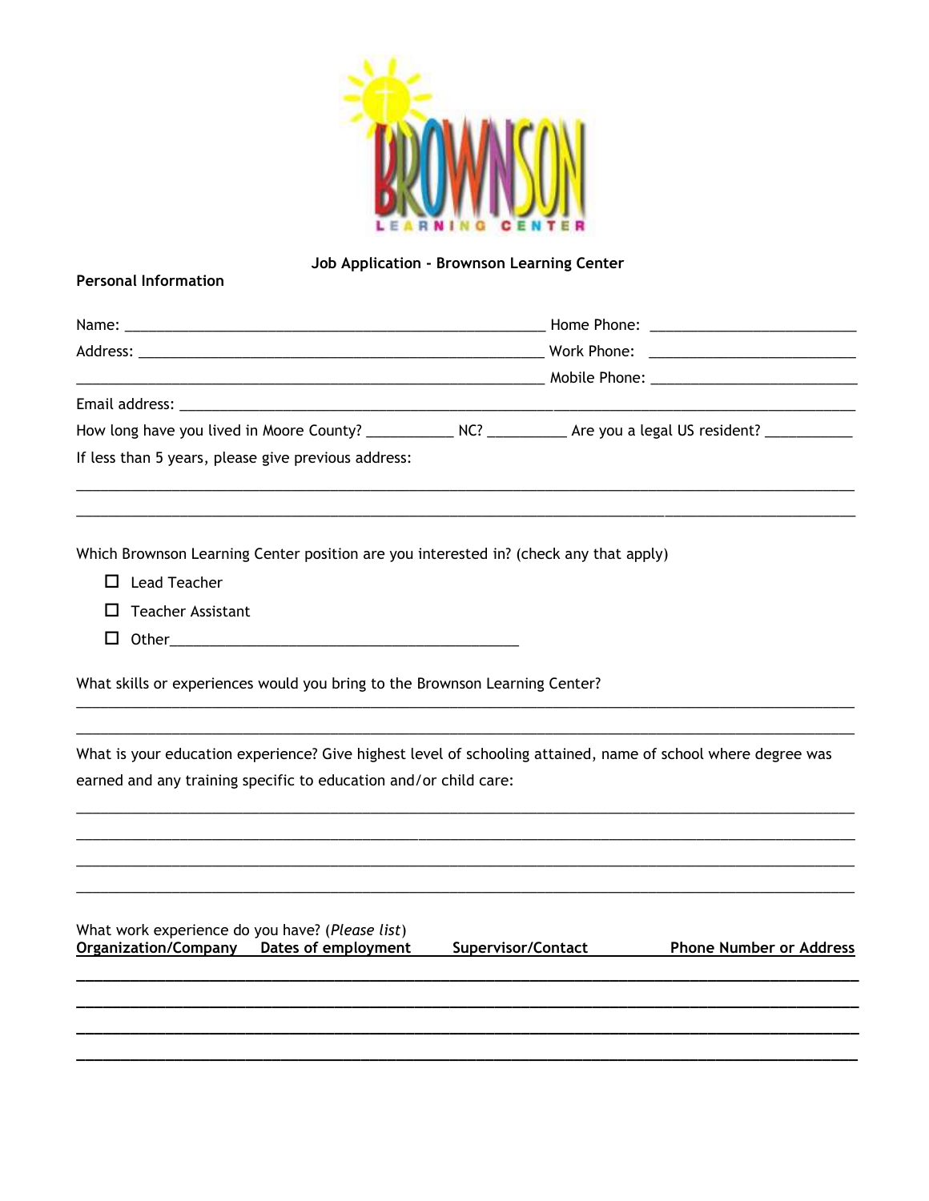BROWNSON LEARNING CENTER

**Job Application - Brownson Learning Center**

**Personal Information**

Name: _______________________________________________ Home Phone: _______________________

Address: _____________________________________________ Work Phone: _______________________

_____________________________________________________ Mobile Phone: _______________________

Email address: ___________________________________________________________________________

How long have you lived in Moore County? __________ NC? _________ Are you a legal US resident? __________

If less than 5 years, please give previous address:

______________________________________________________________________________________

______________________________________________________________________________________

Which Brownson Learning Center position are you interested in? (check any that apply)

- ☐ Lead Teacher
- ☐ Teacher Assistant
- ☐ Other________________________________________

What skills or experiences would you bring to the Brownson Learning Center?

______________________________________________________________________________________

______________________________________________________________________________________

What is your education experience? Give highest level of schooling attained, name of school where degree was earned and any training specific to education and/or child care:

______________________________________________________________________________________

______________________________________________________________________________________

______________________________________________________________________________________

______________________________________________________________________________________

What work experience do you have? (*Please list*)

| Organization/Company | Dates of employment | Supervisor/Contact | Phone Number or Address |
|---|---|---|---|
| | | | |
| | | | |
| | | | |
| | | | |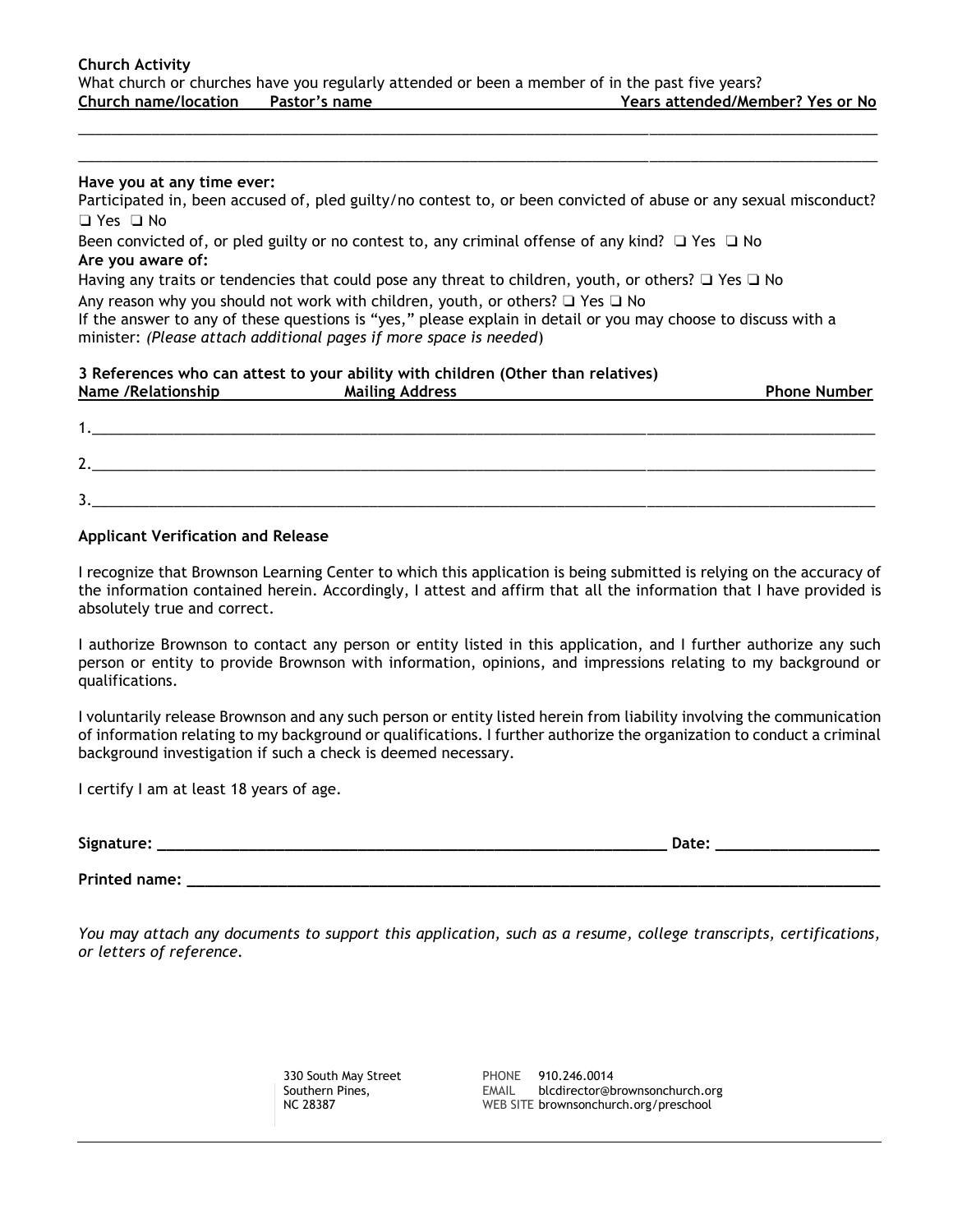**Church Activity**

What church or churches have you regularly attended or been a member of in the past five years?

| **Church name/location** | **Pastor's name** | **Years attended/Member? Yes or No** |
|---|---|---|
| | | |
| | | |

**Have you at any time ever:**

Participated in, been accused of, pled guilty/no contest to, or been convicted of abuse or any sexual misconduct? ❑ Yes ❑ No

Been convicted of, or pled guilty or no contest to, any criminal offense of any kind? ❑ Yes ❑ No

**Are you aware of:**

Having any traits or tendencies that could pose any threat to children, youth, or others? ❑ Yes ❑ No

Any reason why you should not work with children, youth, or others? ❑ Yes ❑ No

If the answer to any of these questions is "yes," please explain in detail or you may choose to discuss with a minister: *(Please attach additional pages if more space is needed*)

**3 References who can attest to your ability with children (Other than relatives)**

| | **Name /Relationship** | **Mailing Address** | **Phone Number** |
|---|---|---|---|
| 1. | | | |
| 2. | | | |
| 3. | | | |

**Applicant Verification and Release**

I recognize that Brownson Learning Center to which this application is being submitted is relying on the accuracy of the information contained herein. Accordingly, I attest and affirm that all the information that I have provided is absolutely true and correct.

I authorize Brownson to contact any person or entity listed in this application, and I further authorize any such person or entity to provide Brownson with information, opinions, and impressions relating to my background or qualifications.

I voluntarily release Brownson and any such person or entity listed herein from liability involving the communication of information relating to my background or qualifications. I further authorize the organization to conduct a criminal background investigation if such a check is deemed necessary.

I certify I am at least 18 years of age.

**Signature:** ______________________________ **Date:** ____________

**Printed name:** ______________________________

*You may attach any documents to support this application, such as a resume, college transcripts, certifications, or letters of reference.*

330 South May Street
Southern Pines,
NC 28387

PHONE 910.246.0014
EMAIL blcdirector@brownsonchurch.org
WEB SITE brownsonchurch.org/preschool